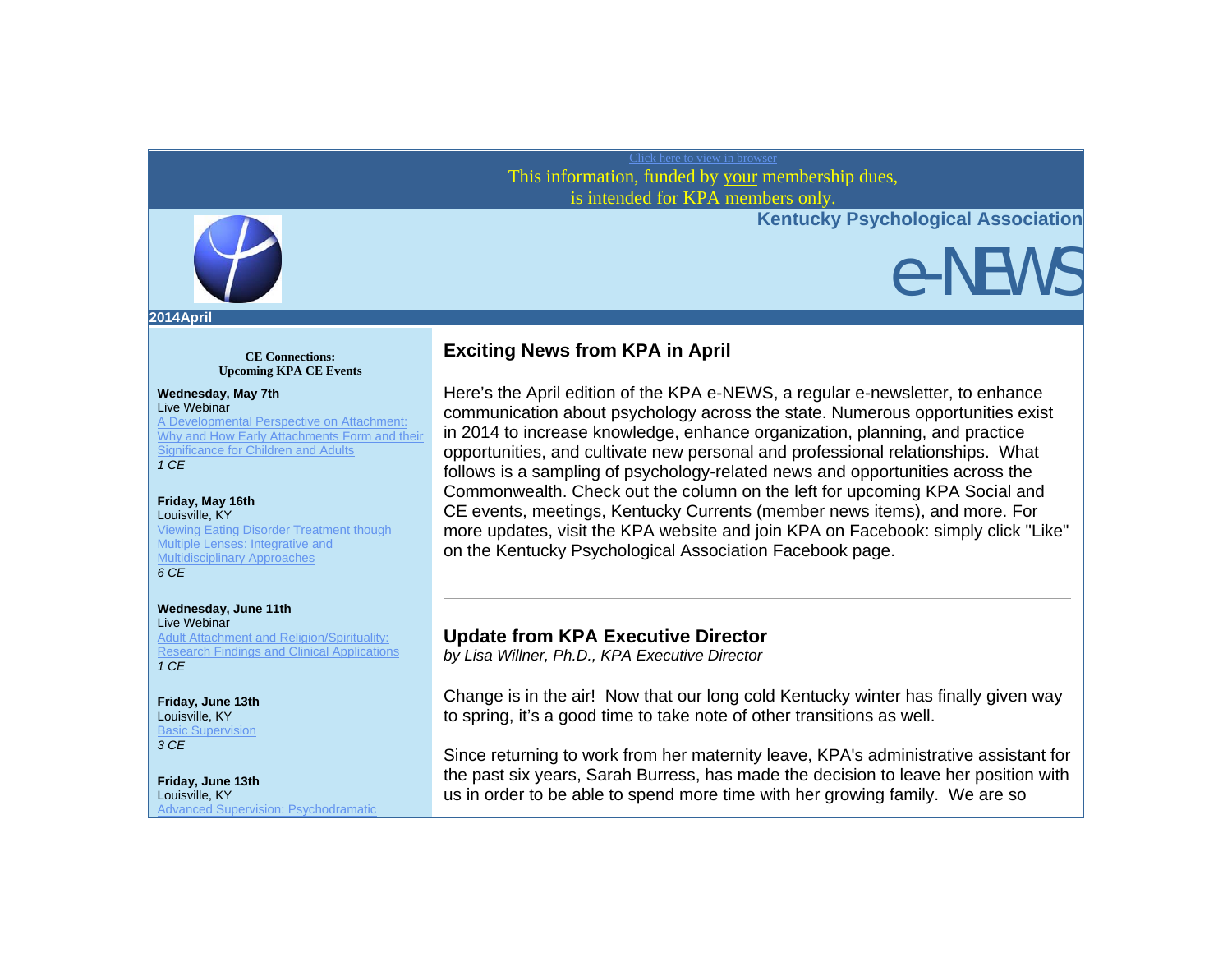Click here to view in browser

This information, funded by your membership dues,
is intended for KPA members only.

**Kentucky Psychological Association**

# e-NEWS

**2014April**

**CE Connections:**
**Upcoming KPA CE Events**

**Wednesday, May 7th**
Live Webinar
A Developmental Perspective on Attachment: Why and How Early Attachments Form and their Significance for Children and Adults
*1 CE*

**Friday, May 16th**
Louisville, KY
Viewing Eating Disorder Treatment though Multiple Lenses: Integrative and Multidisciplinary Approaches
*6 CE*

**Wednesday, June 11th**
Live Webinar
Adult Attachment and Religion/Spirituality: Research Findings and Clinical Applications
*1 CE*

**Friday, June 13th**
Louisville, KY
Basic Supervision
*3 CE*

**Friday, June 13th**
Louisville, KY
Advanced Supervision: Psychodramatic

## Exciting News from KPA in April

Here's the April edition of the KPA e-NEWS, a regular e-newsletter, to enhance communication about psychology across the state. Numerous opportunities exist in 2014 to increase knowledge, enhance organization, planning, and practice opportunities, and cultivate new personal and professional relationships. What follows is a sampling of psychology-related news and opportunities across the Commonwealth. Check out the column on the left for upcoming KPA Social and CE events, meetings, Kentucky Currents (member news items), and more. For more updates, visit the KPA website and join KPA on Facebook: simply click "Like" on the Kentucky Psychological Association Facebook page.

---

## Update from KPA Executive Director

*by Lisa Willner, Ph.D., KPA Executive Director*

Change is in the air! Now that our long cold Kentucky winter has finally given way to spring, it's a good time to take note of other transitions as well.

Since returning to work from her maternity leave, KPA's administrative assistant for the past six years, Sarah Burress, has made the decision to leave her position with us in order to be able to spend more time with her growing family. We are so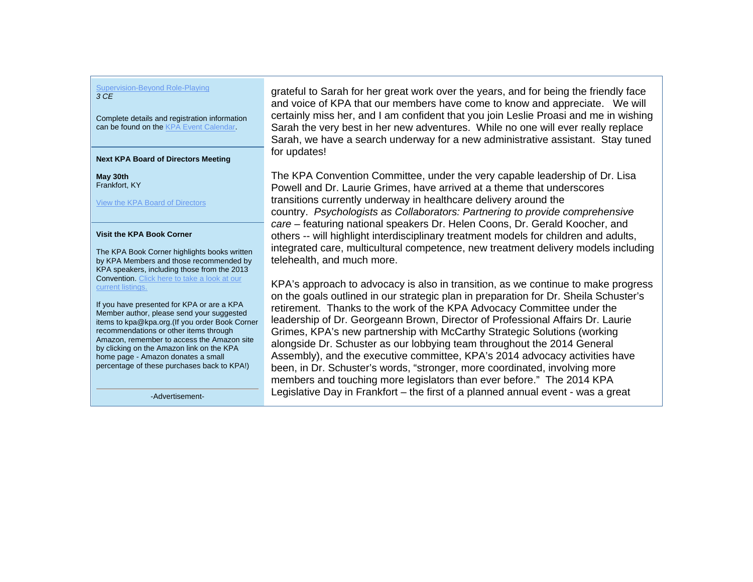[Supervision-Beyond Role-Playing](#)
*3 CE*

Complete details and registration information can be found on the [KPA Event Calendar](#).

**Next KPA Board of Directors Meeting**

**May 30th**
Frankfort, KY

[View the KPA Board of Directors](#)

**Visit the KPA Book Corner**

The KPA Book Corner highlights books written by KPA Members and those recommended by KPA speakers, including those from the 2013 Convention. [Click here to take a look at our current listings.](#)

If you have presented for KPA or are a KPA Member author, please send your suggested items to kpa@kpa.org.(If you order Book Corner recommendations or other items through Amazon, remember to access the Amazon site by clicking on the Amazon link on the KPA home page - Amazon donates a small percentage of these purchases back to KPA!)

-Advertisement-

grateful to Sarah for her great work over the years, and for being the friendly face and voice of KPA that our members have come to know and appreciate. We will certainly miss her, and I am confident that you join Leslie Proasi and me in wishing Sarah the very best in her new adventures. While no one will ever really replace Sarah, we have a search underway for a new administrative assistant. Stay tuned for updates!

The KPA Convention Committee, under the very capable leadership of Dr. Lisa Powell and Dr. Laurie Grimes, have arrived at a theme that underscores transitions currently underway in healthcare delivery around the country. *Psychologists as Collaborators: Partnering to provide comprehensive care* – featuring national speakers Dr. Helen Coons, Dr. Gerald Koocher, and others -- will highlight interdisciplinary treatment models for children and adults, integrated care, multicultural competence, new treatment delivery models including telehealth, and much more.

KPA's approach to advocacy is also in transition, as we continue to make progress on the goals outlined in our strategic plan in preparation for Dr. Sheila Schuster's retirement. Thanks to the work of the KPA Advocacy Committee under the leadership of Dr. Georgeann Brown, Director of Professional Affairs Dr. Laurie Grimes, KPA's new partnership with McCarthy Strategic Solutions (working alongside Dr. Schuster as our lobbying team throughout the 2014 General Assembly), and the executive committee, KPA's 2014 advocacy activities have been, in Dr. Schuster's words, "stronger, more coordinated, involving more members and touching more legislators than ever before." The 2014 KPA Legislative Day in Frankfort – the first of a planned annual event - was a great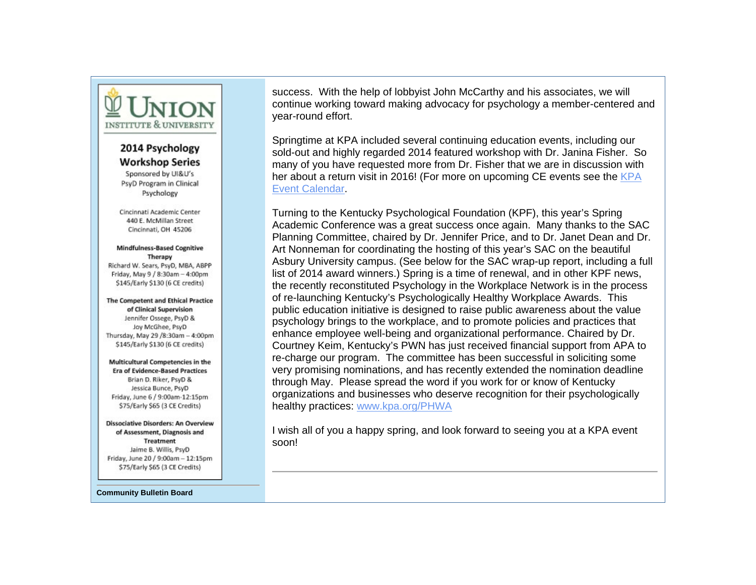**UNION INSTITUTE & UNIVERSITY**

**2014 Psychology Workshop Series**

Sponsored by UI&U's PsyD Program in Clinical Psychology

Cincinnati Academic Center
440 E. McMillan Street
Cincinnati, OH 45206

**Mindfulness-Based Cognitive Therapy**
Richard W. Sears, PsyD, MBA, ABPP
Friday, May 9 / 8:30am – 4:00pm
$145/Early $130 (6 CE credits)

**The Competent and Ethical Practice of Clinical Supervision**
Jennifer Ossege, PsyD &
Joy McGhee, PsyD
Thursday, May 29 /8:30am – 4:00pm
$145/Early $130 (6 CE credits)

**Multicultural Competencies in the Era of Evidence-Based Practices**
Brian D. Riker, PsyD &
Jessica Bunce, PsyD
Friday, June 6 / 9:00am-12:15pm
$75/Early $65 (3 CE Credits)

**Dissociative Disorders: An Overview of Assessment, Diagnosis and Treatment**
Jaime B. Willis, PsyD
Friday, June 20 / 9:00am – 12:15pm
$75/Early $65 (3 CE Credits)

**Community Bulletin Board**

success. With the help of lobbyist John McCarthy and his associates, we will continue working toward making advocacy for psychology a member-centered and year-round effort.

Springtime at KPA included several continuing education events, including our sold-out and highly regarded 2014 featured workshop with Dr. Janina Fisher. So many of you have requested more from Dr. Fisher that we are in discussion with her about a return visit in 2016! (For more on upcoming CE events see the KPA Event Calendar.

Turning to the Kentucky Psychological Foundation (KPF), this year's Spring Academic Conference was a great success once again. Many thanks to the SAC Planning Committee, chaired by Dr. Jennifer Price, and to Dr. Janet Dean and Dr. Art Nonneman for coordinating the hosting of this year's SAC on the beautiful Asbury University campus. (See below for the SAC wrap-up report, including a full list of 2014 award winners.) Spring is a time of renewal, and in other KPF news, the recently reconstituted Psychology in the Workplace Network is in the process of re-launching Kentucky's Psychologically Healthy Workplace Awards. This public education initiative is designed to raise public awareness about the value psychology brings to the workplace, and to promote policies and practices that enhance employee well-being and organizational performance. Chaired by Dr. Courtney Keim, Kentucky's PWN has just received financial support from APA to re-charge our program. The committee has been successful in soliciting some very promising nominations, and has recently extended the nomination deadline through May. Please spread the word if you work for or know of Kentucky organizations and businesses who deserve recognition for their psychologically healthy practices: www.kpa.org/PHWA

I wish all of you a happy spring, and look forward to seeing you at a KPA event soon!

---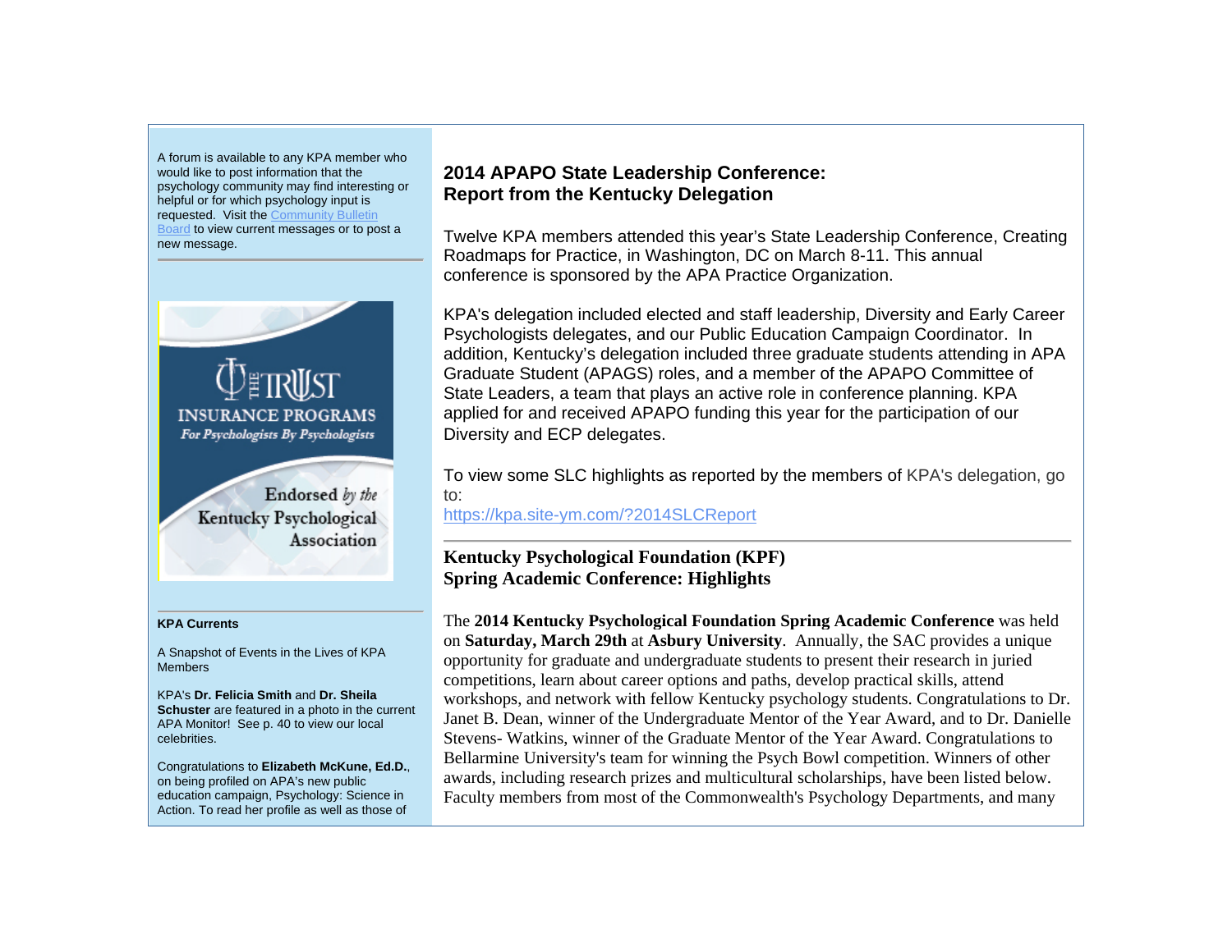A forum is available to any KPA member who would like to post information that the psychology community may find interesting or helpful or for which psychology input is requested. Visit the Community Bulletin Board to view current messages or to post a new message.

THE TRUST
INSURANCE PROGRAMS
*For Psychologists By Psychologists*

Endorsed *by the* Kentucky Psychological Association

**KPA Currents**

A Snapshot of Events in the Lives of KPA Members

KPA's **Dr. Felicia Smith** and **Dr. Sheila Schuster** are featured in a photo in the current APA Monitor! See p. 40 to view our local celebrities.

Congratulations to **Elizabeth McKune, Ed.D.**, on being profiled on APA's new public education campaign, Psychology: Science in Action. To read her profile as well as those of

## 2014 APAPO State Leadership Conference: Report from the Kentucky Delegation

Twelve KPA members attended this year's State Leadership Conference, Creating Roadmaps for Practice, in Washington, DC on March 8-11. This annual conference is sponsored by the APA Practice Organization.

KPA's delegation included elected and staff leadership, Diversity and Early Career Psychologists delegates, and our Public Education Campaign Coordinator. In addition, Kentucky's delegation included three graduate students attending in APA Graduate Student (APAGS) roles, and a member of the APAPO Committee of State Leaders, a team that plays an active role in conference planning. KPA applied for and received APAPO funding this year for the participation of our Diversity and ECP delegates.

To view some SLC highlights as reported by the members of KPA's delegation, go to:
https://kpa.site-ym.com/?2014SLCReport

---

## Kentucky Psychological Foundation (KPF) Spring Academic Conference: Highlights

The **2014 Kentucky Psychological Foundation Spring Academic Conference** was held on **Saturday, March 29th** at **Asbury University**. Annually, the SAC provides a unique opportunity for graduate and undergraduate students to present their research in juried competitions, learn about career options and paths, develop practical skills, attend workshops, and network with fellow Kentucky psychology students. Congratulations to Dr. Janet B. Dean, winner of the Undergraduate Mentor of the Year Award, and to Dr. Danielle Stevens- Watkins, winner of the Graduate Mentor of the Year Award. Congratulations to Bellarmine University's team for winning the Psych Bowl competition. Winners of other awards, including research prizes and multicultural scholarships, have been listed below. Faculty members from most of the Commonwealth's Psychology Departments, and many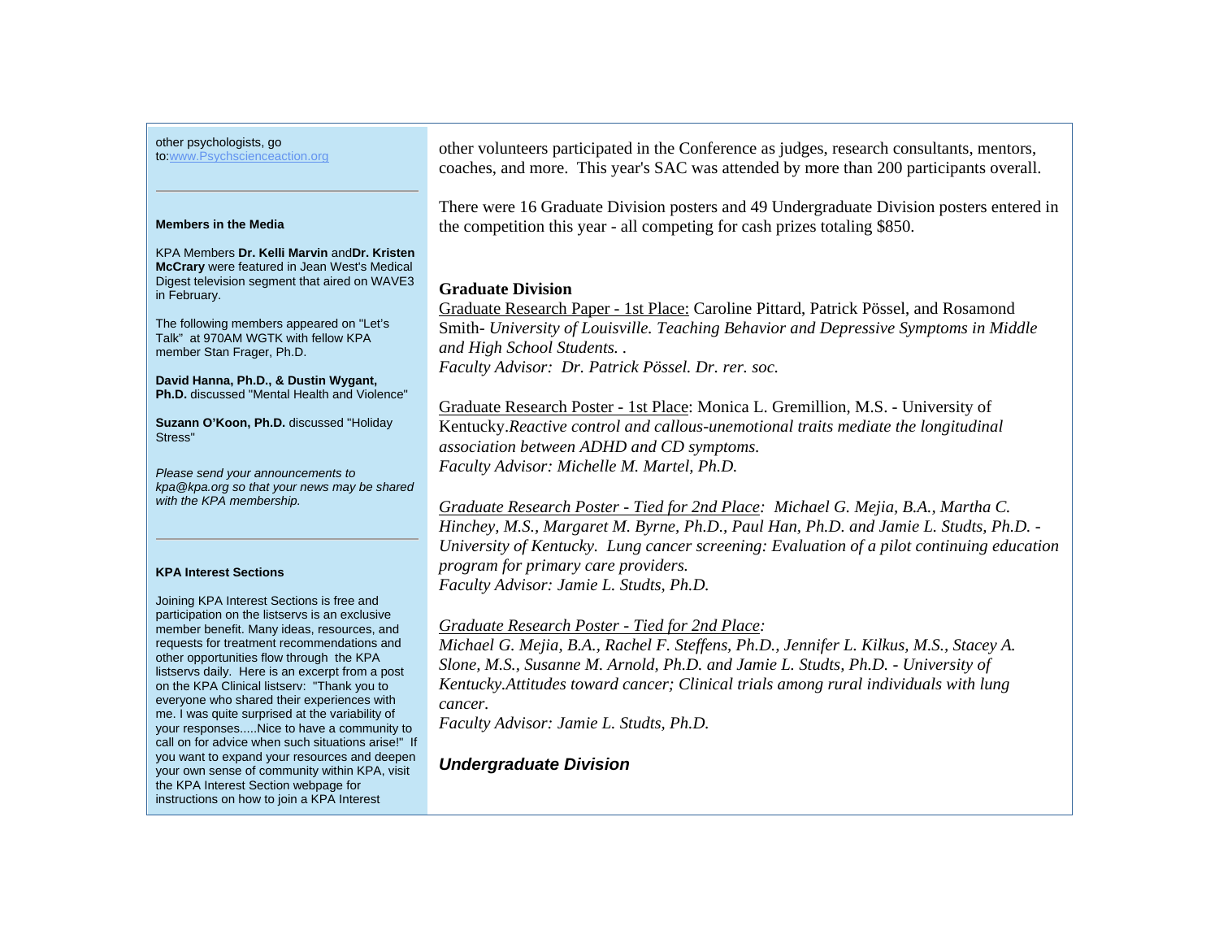other psychologists, go to:www.Psychscienceaction.org

---

**Members in the Media**

KPA Members **Dr. Kelli Marvin** and**Dr. Kristen McCrary** were featured in Jean West's Medical Digest television segment that aired on WAVE3 in February.

The following members appeared on "Let's Talk" at 970AM WGTK with fellow KPA member Stan Frager, Ph.D.

**David Hanna, Ph.D., & Dustin Wygant, Ph.D.** discussed "Mental Health and Violence"

**Suzann O'Koon, Ph.D.** discussed "Holiday Stress"

*Please send your announcements to kpa@kpa.org so that your news may be shared with the KPA membership.*

---

**KPA Interest Sections**

Joining KPA Interest Sections is free and participation on the listservs is an exclusive member benefit. Many ideas, resources, and requests for treatment recommendations and other opportunities flow through the KPA listservs daily. Here is an excerpt from a post on the KPA Clinical listserv: "Thank you to everyone who shared their experiences with me. I was quite surprised at the variability of your responses.....Nice to have a community to call on for advice when such situations arise!" If you want to expand your resources and deepen your own sense of community within KPA, visit the KPA Interest Section webpage for instructions on how to join a KPA Interest

other volunteers participated in the Conference as judges, research consultants, mentors, coaches, and more. This year's SAC was attended by more than 200 participants overall.

There were 16 Graduate Division posters and 49 Undergraduate Division posters entered in the competition this year - all competing for cash prizes totaling $850.

**Graduate Division**

Graduate Research Paper - 1st Place: Caroline Pittard, Patrick Pössel, and Rosamond Smith- *University of Louisville. Teaching Behavior and Depressive Symptoms in Middle and High School Students. .*
*Faculty Advisor: Dr. Patrick Pössel. Dr. rer. soc.*

Graduate Research Poster - 1st Place: Monica L. Gremillion, M.S. - University of Kentucky.*Reactive control and callous-unemotional traits mediate the longitudinal association between ADHD and CD symptoms.*
*Faculty Advisor: Michelle M. Martel, Ph.D.*

*Graduate Research Poster - Tied for 2nd Place: Michael G. Mejia, B.A., Martha C. Hinchey, M.S., Margaret M. Byrne, Ph.D., Paul Han, Ph.D. and Jamie L. Studts, Ph.D. - University of Kentucky. Lung cancer screening: Evaluation of a pilot continuing education program for primary care providers.*
*Faculty Advisor: Jamie L. Studts, Ph.D.*

*Graduate Research Poster - Tied for 2nd Place:*
*Michael G. Mejia, B.A., Rachel F. Steffens, Ph.D., Jennifer L. Kilkus, M.S., Stacey A. Slone, M.S., Susanne M. Arnold, Ph.D. and Jamie L. Studts, Ph.D. - University of Kentucky.Attitudes toward cancer; Clinical trials among rural individuals with lung cancer.*
*Faculty Advisor: Jamie L. Studts, Ph.D.*

***Undergraduate Division***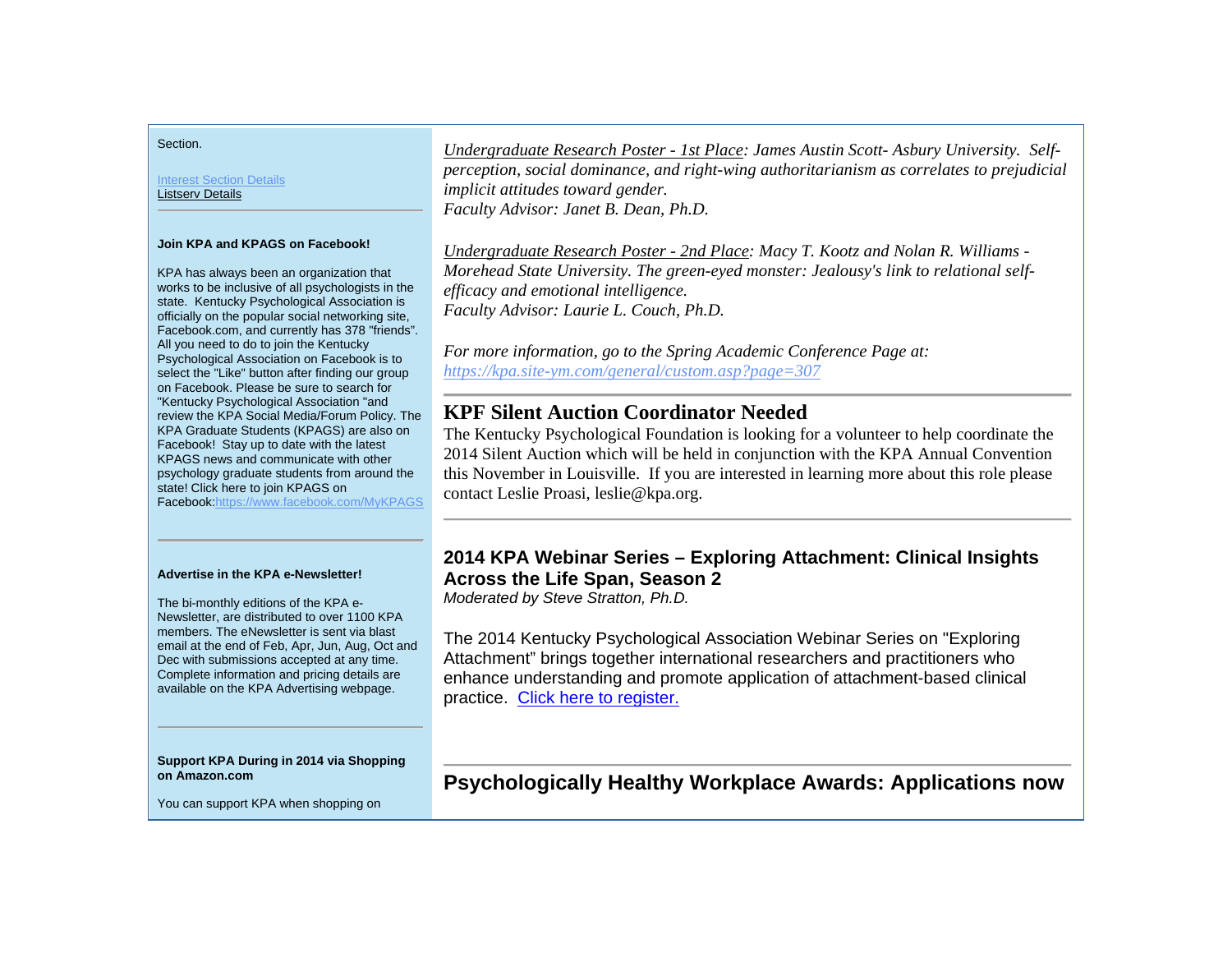Section.

Interest Section Details
Listserv Details

**Join KPA and KPAGS on Facebook!**

KPA has always been an organization that works to be inclusive of all psychologists in the state. Kentucky Psychological Association is officially on the popular social networking site, Facebook.com, and currently has 378 "friends". All you need to do to join the Kentucky Psychological Association on Facebook is to select the "Like" button after finding our group on Facebook. Please be sure to search for "Kentucky Psychological Association "and review the KPA Social Media/Forum Policy. The KPA Graduate Students (KPAGS) are also on Facebook! Stay up to date with the latest KPAGS news and communicate with other psychology graduate students from around the state! Click here to join KPAGS on Facebook:https://www.facebook.com/MyKPAGS

**Advertise in the KPA e-Newsletter!**

The bi-monthly editions of the KPA e-Newsletter, are distributed to over 1100 KPA members. The eNewsletter is sent via blast email at the end of Feb, Apr, Jun, Aug, Oct and Dec with submissions accepted at any time. Complete information and pricing details are available on the KPA Advertising webpage.

**Support KPA During in 2014 via Shopping on Amazon.com**

You can support KPA when shopping on

*Undergraduate Research Poster - 1st Place: James Austin Scott- Asbury University. Self-perception, social dominance, and right-wing authoritarianism as correlates to prejudicial implicit attitudes toward gender.*
*Faculty Advisor: Janet B. Dean, Ph.D.*

*Undergraduate Research Poster - 2nd Place: Macy T. Kootz and Nolan R. Williams - Morehead State University. The green-eyed monster: Jealousy's link to relational self-efficacy and emotional intelligence.*
*Faculty Advisor: Laurie L. Couch, Ph.D.*

*For more information, go to the Spring Academic Conference Page at: https://kpa.site-ym.com/general/custom.asp?page=307*

## KPF Silent Auction Coordinator Needed

The Kentucky Psychological Foundation is looking for a volunteer to help coordinate the 2014 Silent Auction which will be held in conjunction with the KPA Annual Convention this November in Louisville. If you are interested in learning more about this role please contact Leslie Proasi, leslie@kpa.org.

## 2014 KPA Webinar Series – Exploring Attachment: Clinical Insights Across the Life Span, Season 2

*Moderated by Steve Stratton, Ph.D.*

The 2014 Kentucky Psychological Association Webinar Series on "Exploring Attachment" brings together international researchers and practitioners who enhance understanding and promote application of attachment-based clinical practice. Click here to register.

## Psychologically Healthy Workplace Awards: Applications now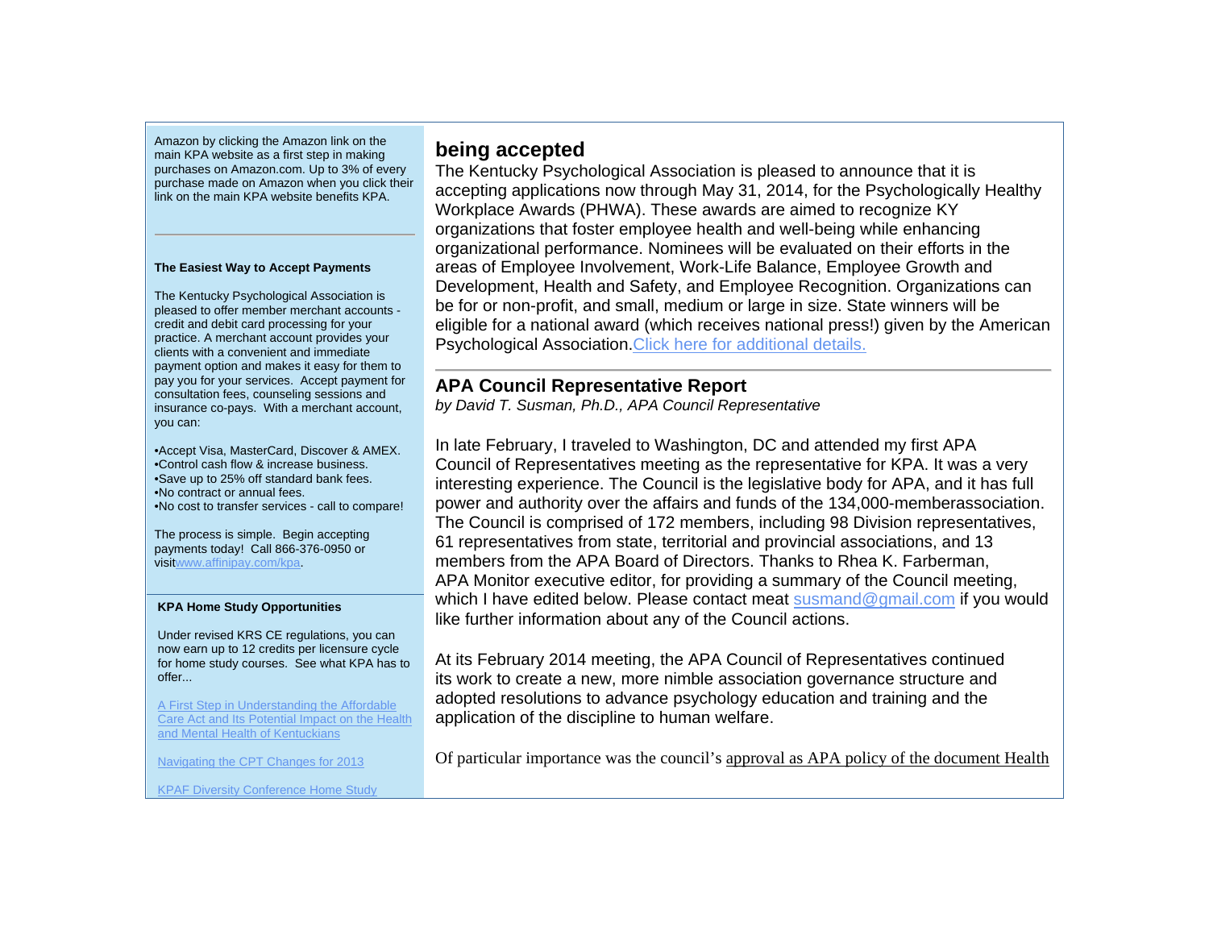Amazon by clicking the Amazon link on the main KPA website as a first step in making purchases on Amazon.com. Up to 3% of every purchase made on Amazon when you click their link on the main KPA website benefits KPA.

---

**The Easiest Way to Accept Payments**

The Kentucky Psychological Association is pleased to offer member merchant accounts - credit and debit card processing for your practice. A merchant account provides your clients with a convenient and immediate payment option and makes it easy for them to pay you for your services. Accept payment for consultation fees, counseling sessions and insurance co-pays. With a merchant account, you can:

•Accept Visa, MasterCard, Discover & AMEX.
•Control cash flow & increase business.
•Save up to 25% off standard bank fees.
•No contract or annual fees.
•No cost to transfer services - call to compare!

The process is simple. Begin accepting payments today! Call 866-376-0950 or visitwww.affinipay.com/kpa.

---

**KPA Home Study Opportunities**

Under revised KRS CE regulations, you can now earn up to 12 credits per licensure cycle for home study courses. See what KPA has to offer...

A First Step in Understanding the Affordable Care Act and Its Potential Impact on the Health and Mental Health of Kentuckians

Navigating the CPT Changes for 2013

KPAF Diversity Conference Home Study

## being accepted

The Kentucky Psychological Association is pleased to announce that it is accepting applications now through May 31, 2014, for the Psychologically Healthy Workplace Awards (PHWA). These awards are aimed to recognize KY organizations that foster employee health and well-being while enhancing organizational performance. Nominees will be evaluated on their efforts in the areas of Employee Involvement, Work-Life Balance, Employee Growth and Development, Health and Safety, and Employee Recognition. Organizations can be for or non-profit, and small, medium or large in size. State winners will be eligible for a national award (which receives national press!) given by the American Psychological Association.Click here for additional details.

---

## APA Council Representative Report

*by David T. Susman, Ph.D., APA Council Representative*

In late February, I traveled to Washington, DC and attended my first APA Council of Representatives meeting as the representative for KPA. It was a very interesting experience. The Council is the legislative body for APA, and it has full power and authority over the affairs and funds of the 134,000-memberassociation. The Council is comprised of 172 members, including 98 Division representatives, 61 representatives from state, territorial and provincial associations, and 13 members from the APA Board of Directors. Thanks to Rhea K. Farberman, APA Monitor executive editor, for providing a summary of the Council meeting, which I have edited below. Please contact meat susmand@gmail.com if you would like further information about any of the Council actions.

At its February 2014 meeting, the APA Council of Representatives continued its work to create a new, more nimble association governance structure and adopted resolutions to advance psychology education and training and the application of the discipline to human welfare.

Of particular importance was the council's approval as APA policy of the document Health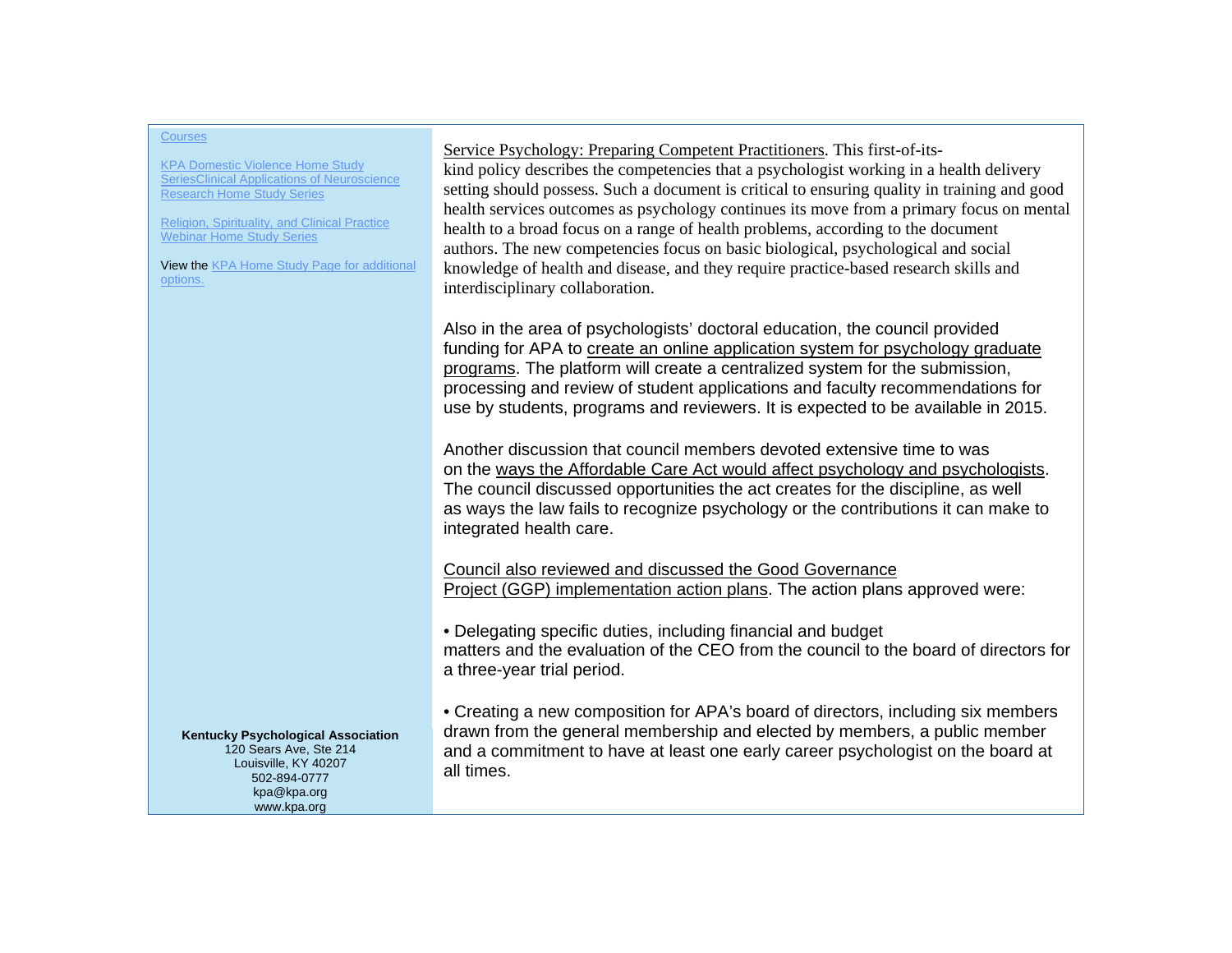Courses

KPA Domestic Violence Home Study SeriesClinical Applications of Neuroscience Research Home Study Series

Religion, Spirituality, and Clinical Practice Webinar Home Study Series

View the KPA Home Study Page for additional options.

**Kentucky Psychological Association**
120 Sears Ave, Ste 214
Louisville, KY 40207
502-894-0777
kpa@kpa.org
www.kpa.org

Service Psychology: Preparing Competent Practitioners. This first-of-its-kind policy describes the competencies that a psychologist working in a health delivery setting should possess. Such a document is critical to ensuring quality in training and good health services outcomes as psychology continues its move from a primary focus on mental health to a broad focus on a range of health problems, according to the document authors. The new competencies focus on basic biological, psychological and social knowledge of health and disease, and they require practice-based research skills and interdisciplinary collaboration.

Also in the area of psychologists' doctoral education, the council provided funding for APA to create an online application system for psychology graduate programs. The platform will create a centralized system for the submission, processing and review of student applications and faculty recommendations for use by students, programs and reviewers. It is expected to be available in 2015.

Another discussion that council members devoted extensive time to was on the ways the Affordable Care Act would affect psychology and psychologists. The council discussed opportunities the act creates for the discipline, as well as ways the law fails to recognize psychology or the contributions it can make to integrated health care.

Council also reviewed and discussed the Good Governance Project (GGP) implementation action plans. The action plans approved were:

- Delegating specific duties, including financial and budget matters and the evaluation of the CEO from the council to the board of directors for a three-year trial period.

- Creating a new composition for APA's board of directors, including six members drawn from the general membership and elected by members, a public member and a commitment to have at least one early career psychologist on the board at all times.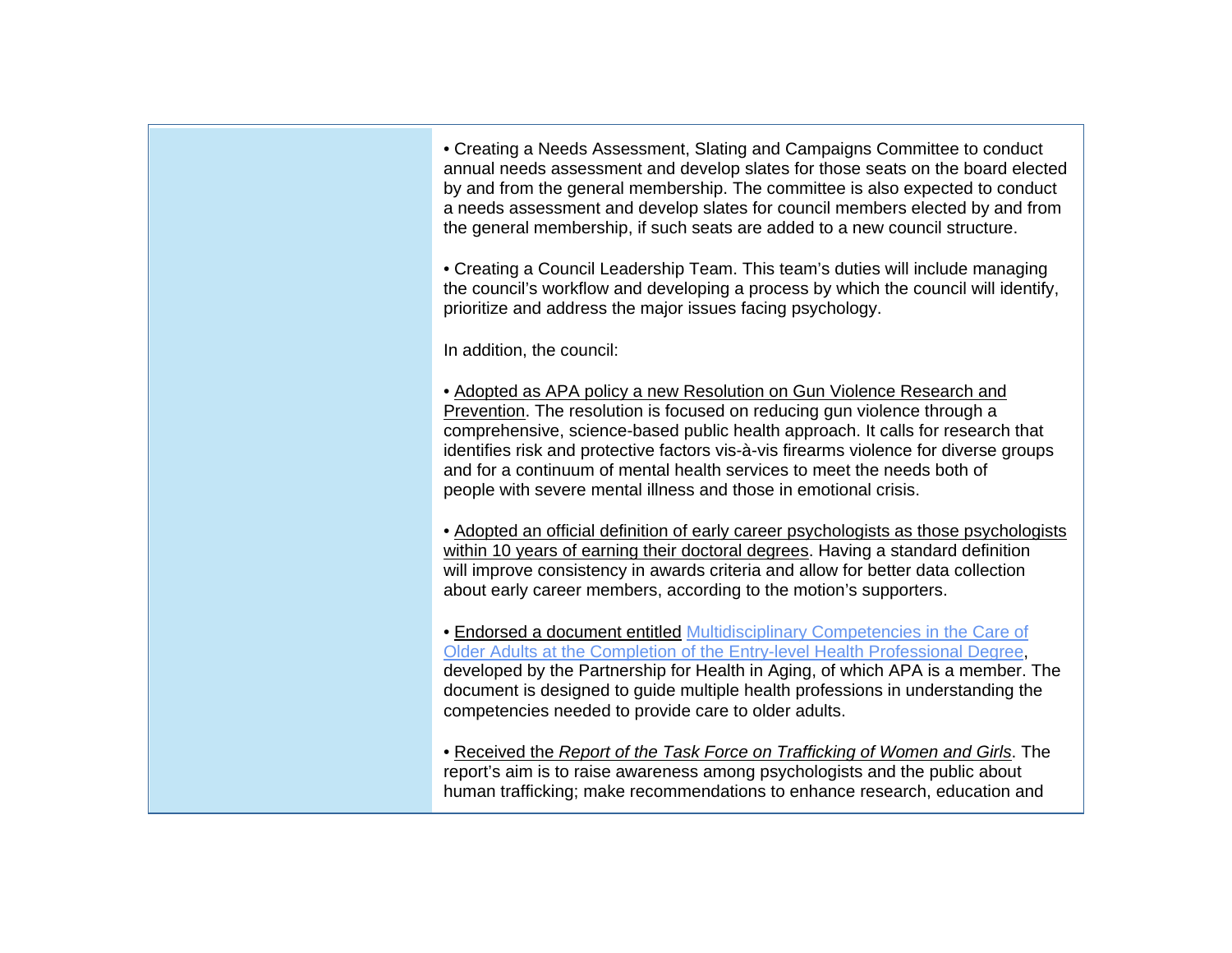• Creating a Needs Assessment, Slating and Campaigns Committee to conduct annual needs assessment and develop slates for those seats on the board elected by and from the general membership. The committee is also expected to conduct a needs assessment and develop slates for council members elected by and from the general membership, if such seats are added to a new council structure.

• Creating a Council Leadership Team. This team's duties will include managing the council's workflow and developing a process by which the council will identify, prioritize and address the major issues facing psychology.

In addition, the council:

• Adopted as APA policy a new Resolution on Gun Violence Research and Prevention. The resolution is focused on reducing gun violence through a comprehensive, science-based public health approach. It calls for research that identifies risk and protective factors vis-à-vis firearms violence for diverse groups and for a continuum of mental health services to meet the needs both of people with severe mental illness and those in emotional crisis.

• Adopted an official definition of early career psychologists as those psychologists within 10 years of earning their doctoral degrees. Having a standard definition will improve consistency in awards criteria and allow for better data collection about early career members, according to the motion's supporters.

• Endorsed a document entitled Multidisciplinary Competencies in the Care of Older Adults at the Completion of the Entry-level Health Professional Degree, developed by the Partnership for Health in Aging, of which APA is a member. The document is designed to guide multiple health professions in understanding the competencies needed to provide care to older adults.

• Received the *Report of the Task Force on Trafficking of Women and Girls*. The report's aim is to raise awareness among psychologists and the public about human trafficking; make recommendations to enhance research, education and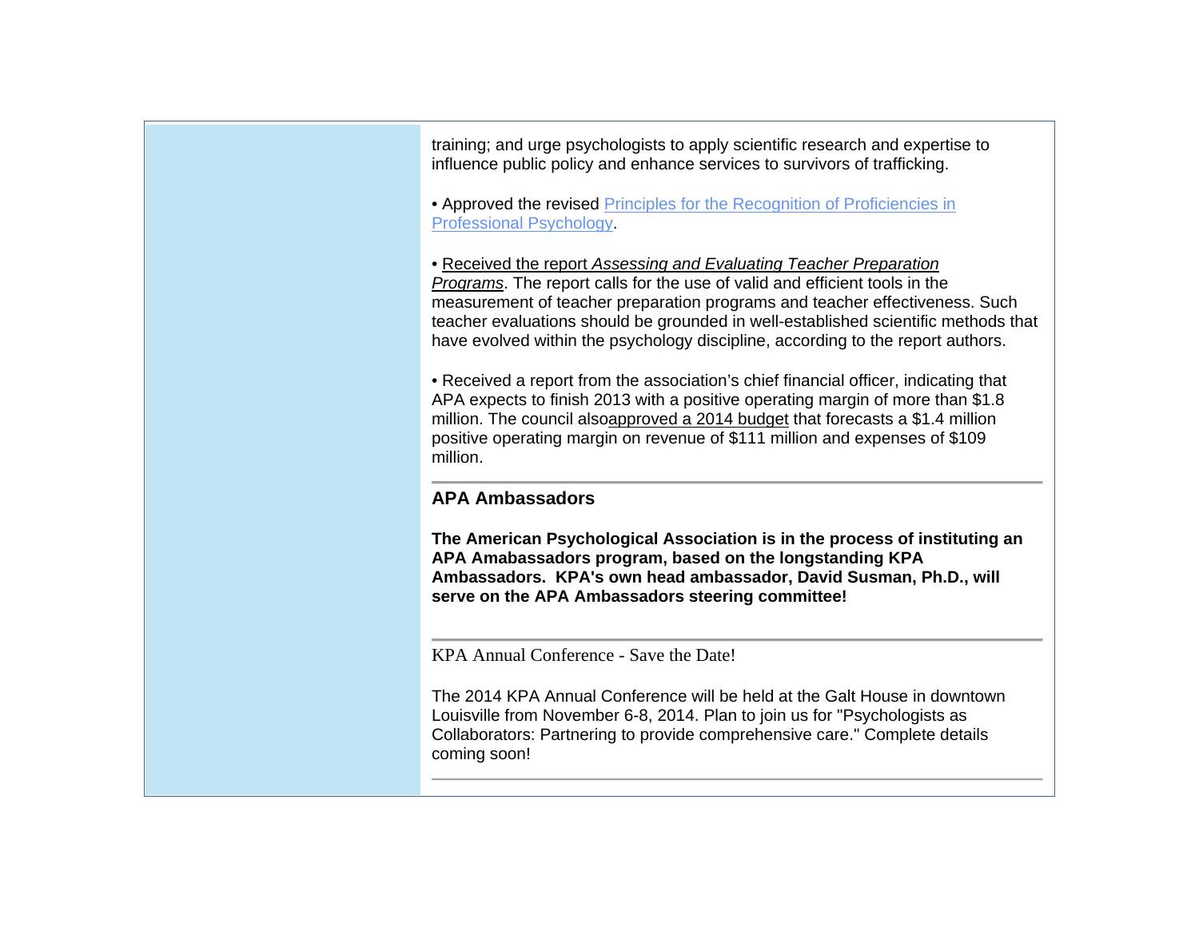training; and urge psychologists to apply scientific research and expertise to influence public policy and enhance services to survivors of trafficking.

• Approved the revised Principles for the Recognition of Proficiencies in Professional Psychology.

• Received the report *Assessing and Evaluating Teacher Preparation Programs*. The report calls for the use of valid and efficient tools in the measurement of teacher preparation programs and teacher effectiveness. Such teacher evaluations should be grounded in well-established scientific methods that have evolved within the psychology discipline, according to the report authors.

• Received a report from the association's chief financial officer, indicating that APA expects to finish 2013 with a positive operating margin of more than $1.8 million. The council alsoapproved a 2014 budget that forecasts a $1.4 million positive operating margin on revenue of $111 million and expenses of $109 million.

---

## APA Ambassadors

**The American Psychological Association is in the process of instituting an APA Amabassadors program, based on the longstanding KPA Ambassadors. KPA's own head ambassador, David Susman, Ph.D., will serve on the APA Ambassadors steering committee!**

---

## KPA Annual Conference - Save the Date!

The 2014 KPA Annual Conference will be held at the Galt House in downtown Louisville from November 6-8, 2014. Plan to join us for "Psychologists as Collaborators: Partnering to provide comprehensive care." Complete details coming soon!

---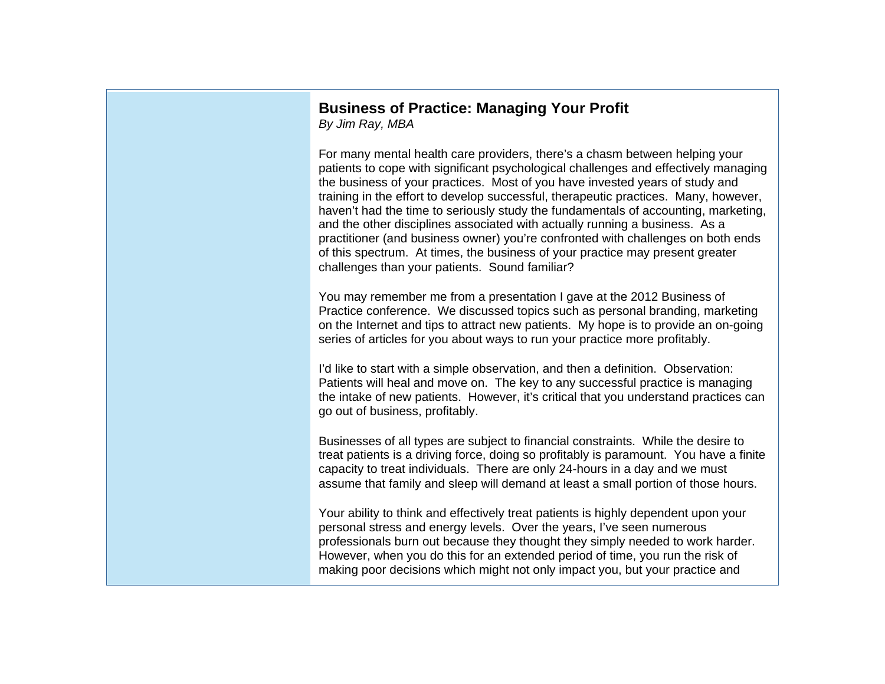## Business of Practice: Managing Your Profit

*By Jim Ray, MBA*

For many mental health care providers, there's a chasm between helping your patients to cope with significant psychological challenges and effectively managing the business of your practices. Most of you have invested years of study and training in the effort to develop successful, therapeutic practices. Many, however, haven't had the time to seriously study the fundamentals of accounting, marketing, and the other disciplines associated with actually running a business. As a practitioner (and business owner) you're confronted with challenges on both ends of this spectrum. At times, the business of your practice may present greater challenges than your patients. Sound familiar?

You may remember me from a presentation I gave at the 2012 Business of Practice conference. We discussed topics such as personal branding, marketing on the Internet and tips to attract new patients. My hope is to provide an on-going series of articles for you about ways to run your practice more profitably.

I'd like to start with a simple observation, and then a definition. Observation: Patients will heal and move on. The key to any successful practice is managing the intake of new patients. However, it's critical that you understand practices can go out of business, profitably.

Businesses of all types are subject to financial constraints. While the desire to treat patients is a driving force, doing so profitably is paramount. You have a finite capacity to treat individuals. There are only 24-hours in a day and we must assume that family and sleep will demand at least a small portion of those hours.

Your ability to think and effectively treat patients is highly dependent upon your personal stress and energy levels. Over the years, I've seen numerous professionals burn out because they thought they simply needed to work harder. However, when you do this for an extended period of time, you run the risk of making poor decisions which might not only impact you, but your practice and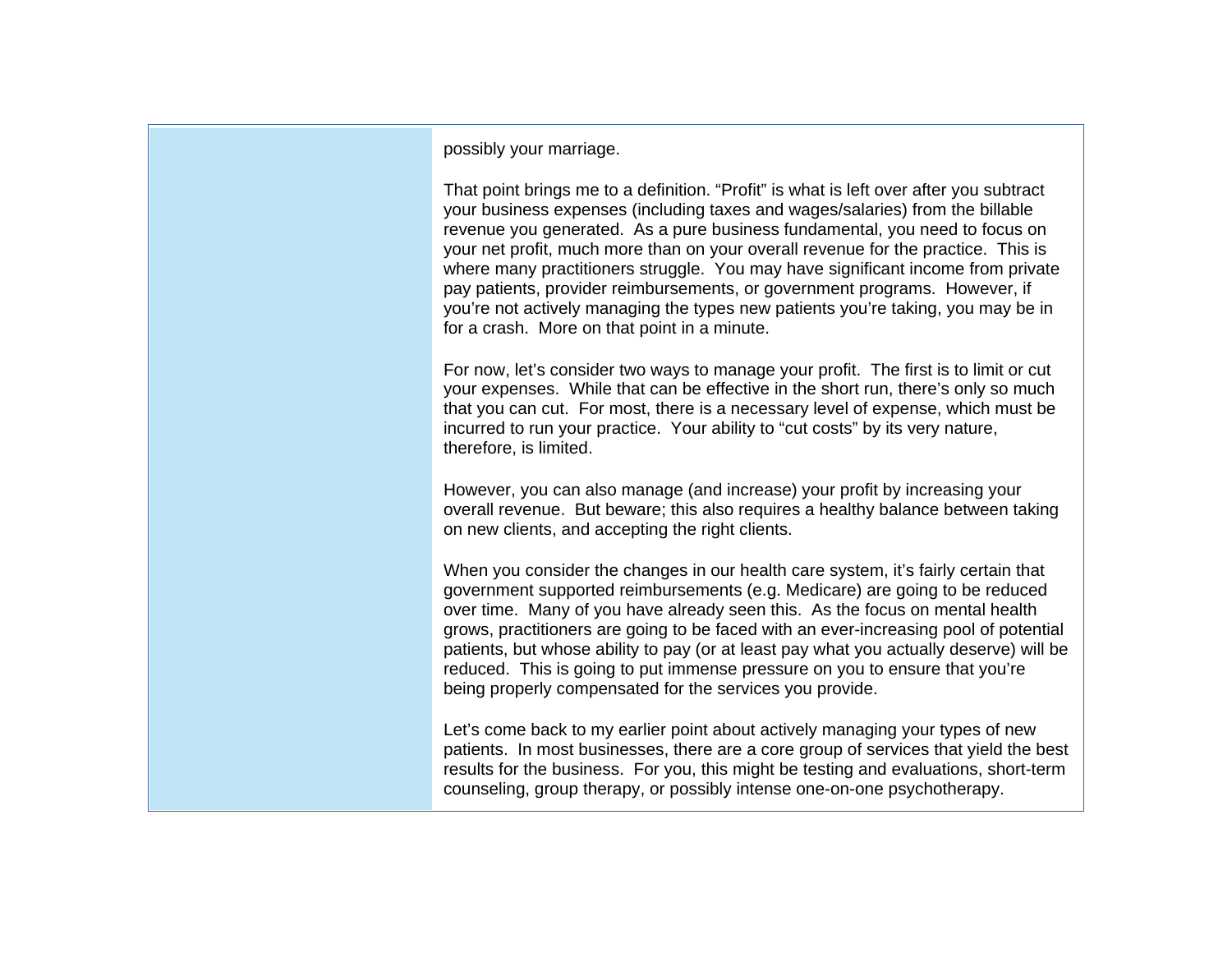possibly your marriage.

That point brings me to a definition. “Profit” is what is left over after you subtract your business expenses (including taxes and wages/salaries) from the billable revenue you generated. As a pure business fundamental, you need to focus on your net profit, much more than on your overall revenue for the practice. This is where many practitioners struggle. You may have significant income from private pay patients, provider reimbursements, or government programs. However, if you’re not actively managing the types new patients you’re taking, you may be in for a crash. More on that point in a minute.

For now, let’s consider two ways to manage your profit. The first is to limit or cut your expenses. While that can be effective in the short run, there’s only so much that you can cut. For most, there is a necessary level of expense, which must be incurred to run your practice. Your ability to “cut costs” by its very nature, therefore, is limited.

However, you can also manage (and increase) your profit by increasing your overall revenue. But beware; this also requires a healthy balance between taking on new clients, and accepting the right clients.

When you consider the changes in our health care system, it’s fairly certain that government supported reimbursements (e.g. Medicare) are going to be reduced over time. Many of you have already seen this. As the focus on mental health grows, practitioners are going to be faced with an ever-increasing pool of potential patients, but whose ability to pay (or at least pay what you actually deserve) will be reduced. This is going to put immense pressure on you to ensure that you’re being properly compensated for the services you provide.

Let’s come back to my earlier point about actively managing your types of new patients. In most businesses, there are a core group of services that yield the best results for the business. For you, this might be testing and evaluations, short-term counseling, group therapy, or possibly intense one-on-one psychotherapy.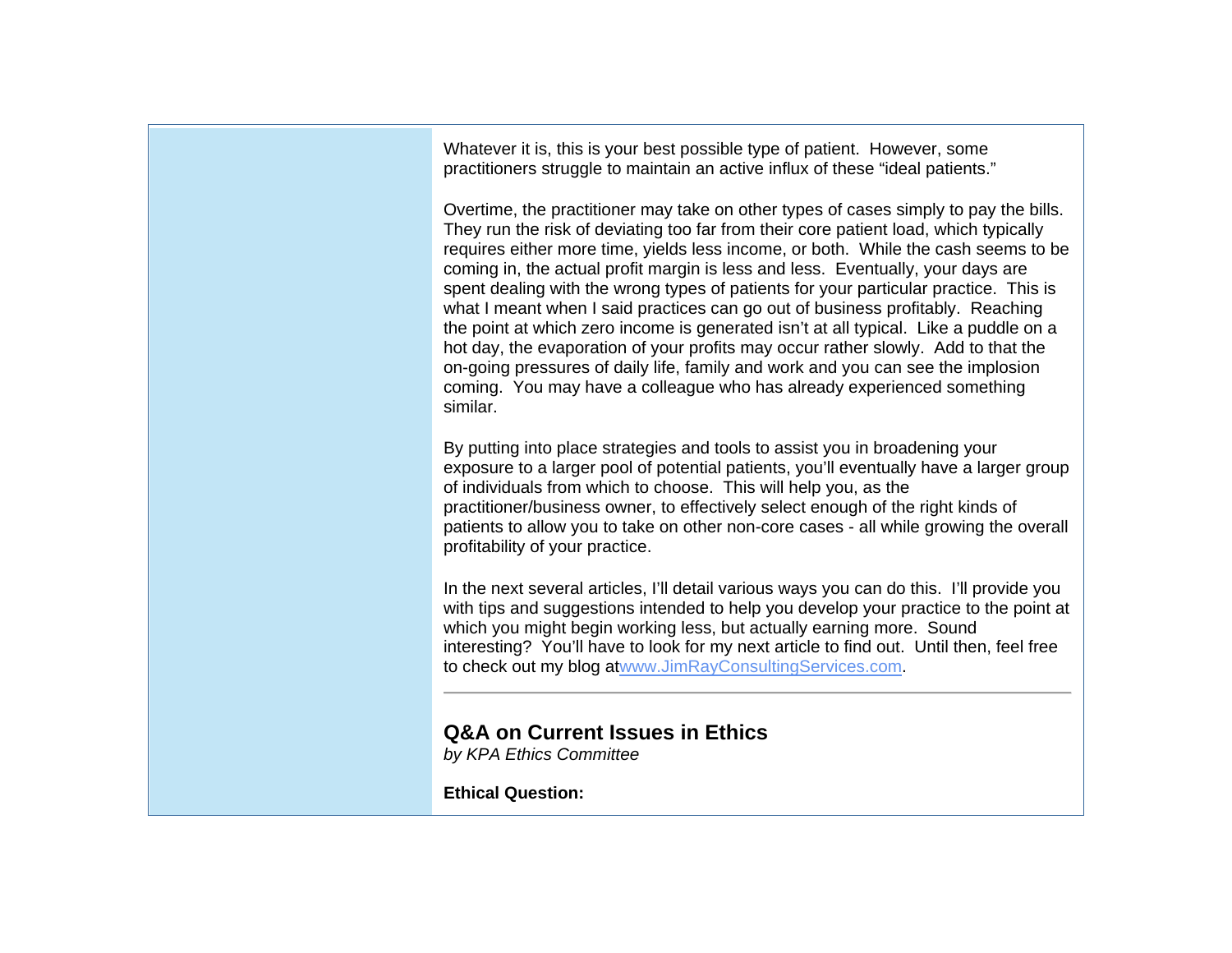Whatever it is, this is your best possible type of patient. However, some practitioners struggle to maintain an active influx of these "ideal patients."

Overtime, the practitioner may take on other types of cases simply to pay the bills. They run the risk of deviating too far from their core patient load, which typically requires either more time, yields less income, or both. While the cash seems to be coming in, the actual profit margin is less and less. Eventually, your days are spent dealing with the wrong types of patients for your particular practice. This is what I meant when I said practices can go out of business profitably. Reaching the point at which zero income is generated isn't at all typical. Like a puddle on a hot day, the evaporation of your profits may occur rather slowly. Add to that the on-going pressures of daily life, family and work and you can see the implosion coming. You may have a colleague who has already experienced something similar.

By putting into place strategies and tools to assist you in broadening your exposure to a larger pool of potential patients, you'll eventually have a larger group of individuals from which to choose. This will help you, as the practitioner/business owner, to effectively select enough of the right kinds of patients to allow you to take on other non-core cases - all while growing the overall profitability of your practice.

In the next several articles, I'll detail various ways you can do this. I'll provide you with tips and suggestions intended to help you develop your practice to the point at which you might begin working less, but actually earning more. Sound interesting? You'll have to look for my next article to find out. Until then, feel free to check out my blog at www.JimRayConsultingServices.com.

---

## Q&A on Current Issues in Ethics

*by KPA Ethics Committee*

**Ethical Question:**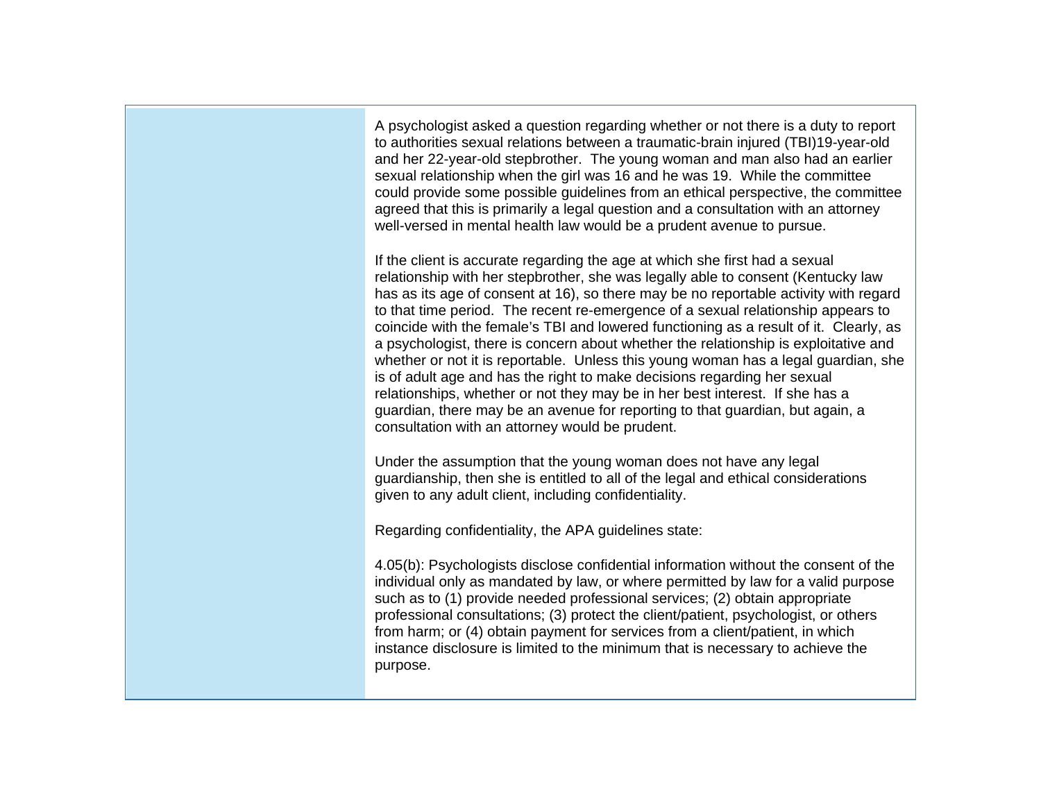A psychologist asked a question regarding whether or not there is a duty to report to authorities sexual relations between a traumatic-brain injured (TBI)19-year-old and her 22-year-old stepbrother. The young woman and man also had an earlier sexual relationship when the girl was 16 and he was 19. While the committee could provide some possible guidelines from an ethical perspective, the committee agreed that this is primarily a legal question and a consultation with an attorney well-versed in mental health law would be a prudent avenue to pursue.

If the client is accurate regarding the age at which she first had a sexual relationship with her stepbrother, she was legally able to consent (Kentucky law has as its age of consent at 16), so there may be no reportable activity with regard to that time period. The recent re-emergence of a sexual relationship appears to coincide with the female's TBI and lowered functioning as a result of it. Clearly, as a psychologist, there is concern about whether the relationship is exploitative and whether or not it is reportable. Unless this young woman has a legal guardian, she is of adult age and has the right to make decisions regarding her sexual relationships, whether or not they may be in her best interest. If she has a guardian, there may be an avenue for reporting to that guardian, but again, a consultation with an attorney would be prudent.

Under the assumption that the young woman does not have any legal guardianship, then she is entitled to all of the legal and ethical considerations given to any adult client, including confidentiality.

Regarding confidentiality, the APA guidelines state:

4.05(b): Psychologists disclose confidential information without the consent of the individual only as mandated by law, or where permitted by law for a valid purpose such as to (1) provide needed professional services; (2) obtain appropriate professional consultations; (3) protect the client/patient, psychologist, or others from harm; or (4) obtain payment for services from a client/patient, in which instance disclosure is limited to the minimum that is necessary to achieve the purpose.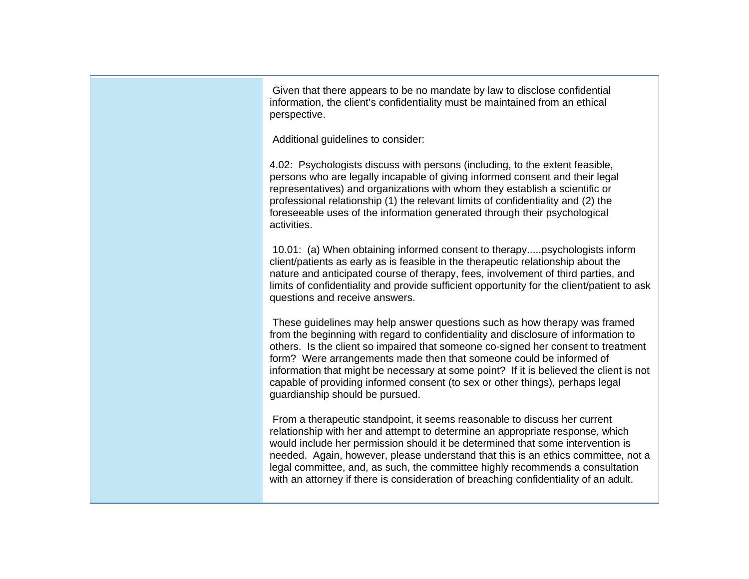Given that there appears to be no mandate by law to disclose confidential information, the client's confidentiality must be maintained from an ethical perspective.

Additional guidelines to consider:

4.02: Psychologists discuss with persons (including, to the extent feasible, persons who are legally incapable of giving informed consent and their legal representatives) and organizations with whom they establish a scientific or professional relationship (1) the relevant limits of confidentiality and (2) the foreseeable uses of the information generated through their psychological activities.

10.01: (a) When obtaining informed consent to therapy.....psychologists inform client/patients as early as is feasible in the therapeutic relationship about the nature and anticipated course of therapy, fees, involvement of third parties, and limits of confidentiality and provide sufficient opportunity for the client/patient to ask questions and receive answers.

These guidelines may help answer questions such as how therapy was framed from the beginning with regard to confidentiality and disclosure of information to others. Is the client so impaired that someone co-signed her consent to treatment form? Were arrangements made then that someone could be informed of information that might be necessary at some point? If it is believed the client is not capable of providing informed consent (to sex or other things), perhaps legal guardianship should be pursued.

From a therapeutic standpoint, it seems reasonable to discuss her current relationship with her and attempt to determine an appropriate response, which would include her permission should it be determined that some intervention is needed. Again, however, please understand that this is an ethics committee, not a legal committee, and, as such, the committee highly recommends a consultation with an attorney if there is consideration of breaching confidentiality of an adult.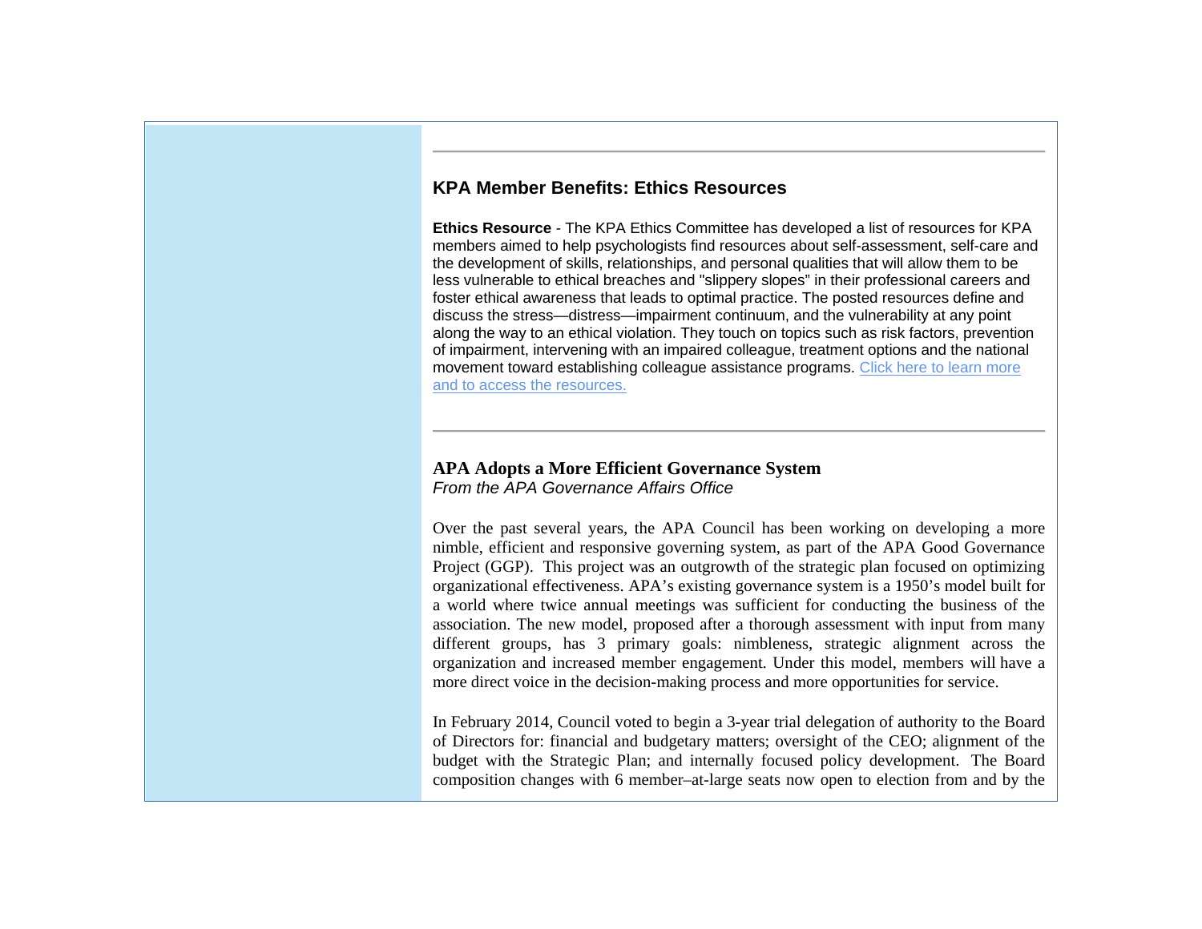---

## KPA Member Benefits: Ethics Resources

**Ethics Resource** - The KPA Ethics Committee has developed a list of resources for KPA members aimed to help psychologists find resources about self-assessment, self-care and the development of skills, relationships, and personal qualities that will allow them to be less vulnerable to ethical breaches and "slippery slopes" in their professional careers and foster ethical awareness that leads to optimal practice. The posted resources define and discuss the stress—distress—impairment continuum, and the vulnerability at any point along the way to an ethical violation. They touch on topics such as risk factors, prevention of impairment, intervening with an impaired colleague, treatment options and the national movement toward establishing colleague assistance programs. Click here to learn more and to access the resources.

---

## APA Adopts a More Efficient Governance System

*From the APA Governance Affairs Office*

Over the past several years, the APA Council has been working on developing a more nimble, efficient and responsive governing system, as part of the APA Good Governance Project (GGP). This project was an outgrowth of the strategic plan focused on optimizing organizational effectiveness. APA's existing governance system is a 1950's model built for a world where twice annual meetings was sufficient for conducting the business of the association. The new model, proposed after a thorough assessment with input from many different groups, has 3 primary goals: nimbleness, strategic alignment across the organization and increased member engagement. Under this model, members will have a more direct voice in the decision-making process and more opportunities for service.

In February 2014, Council voted to begin a 3-year trial delegation of authority to the Board of Directors for: financial and budgetary matters; oversight of the CEO; alignment of the budget with the Strategic Plan; and internally focused policy development. The Board composition changes with 6 member–at-large seats now open to election from and by the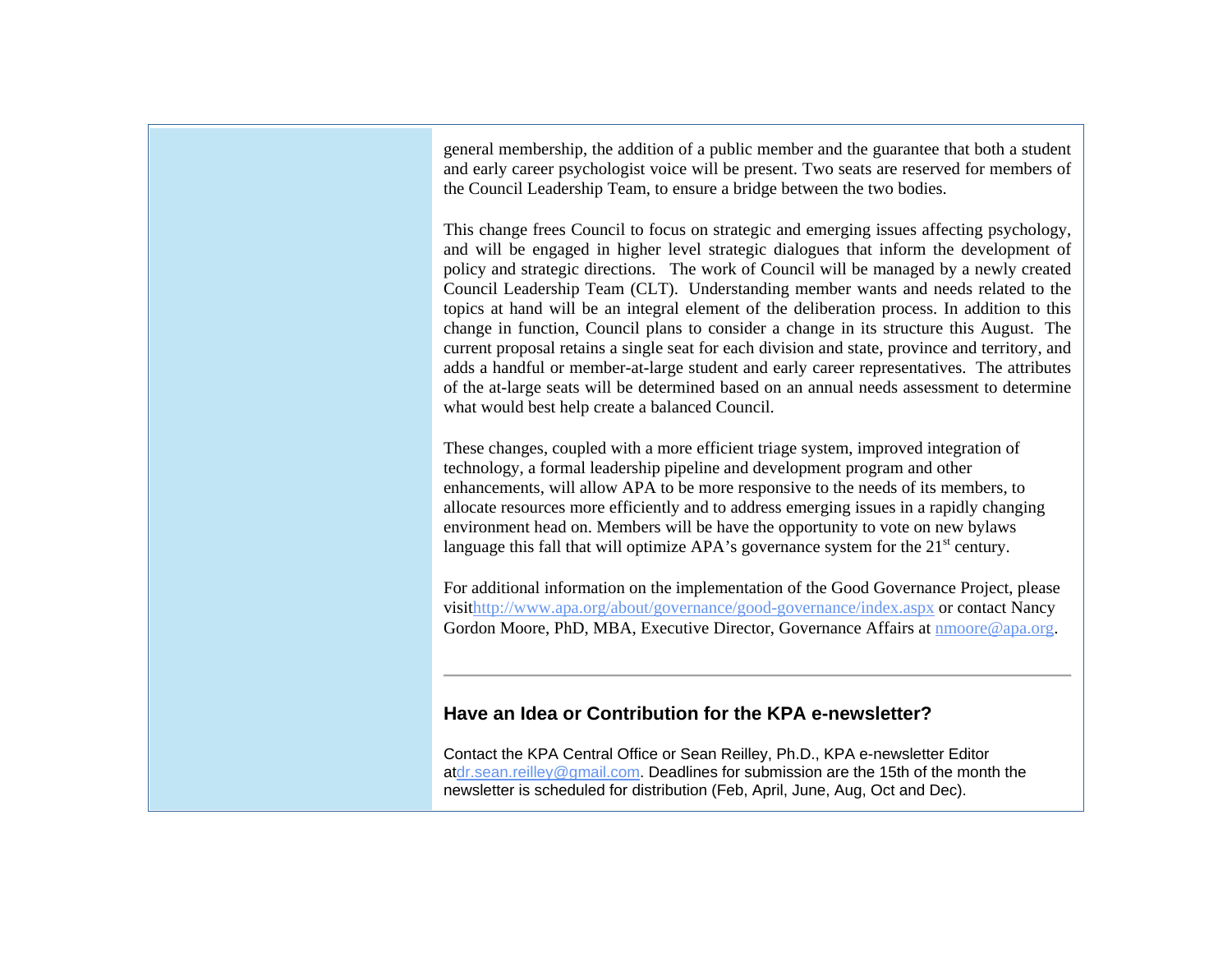general membership, the addition of a public member and the guarantee that both a student and early career psychologist voice will be present. Two seats are reserved for members of the Council Leadership Team, to ensure a bridge between the two bodies.

This change frees Council to focus on strategic and emerging issues affecting psychology, and will be engaged in higher level strategic dialogues that inform the development of policy and strategic directions. The work of Council will be managed by a newly created Council Leadership Team (CLT). Understanding member wants and needs related to the topics at hand will be an integral element of the deliberation process. In addition to this change in function, Council plans to consider a change in its structure this August. The current proposal retains a single seat for each division and state, province and territory, and adds a handful or member-at-large student and early career representatives. The attributes of the at-large seats will be determined based on an annual needs assessment to determine what would best help create a balanced Council.

These changes, coupled with a more efficient triage system, improved integration of technology, a formal leadership pipeline and development program and other enhancements, will allow APA to be more responsive to the needs of its members, to allocate resources more efficiently and to address emerging issues in a rapidly changing environment head on. Members will be have the opportunity to vote on new bylaws language this fall that will optimize APA's governance system for the 21st century.

For additional information on the implementation of the Good Governance Project, please visit[http://www.apa.org/about/governance/good-governance/index.aspx](http://www.apa.org/about/governance/good-governance/index.aspx) or contact Nancy Gordon Moore, PhD, MBA, Executive Director, Governance Affairs at [nmoore@apa.org](mailto:nmoore@apa.org).

---

## Have an Idea or Contribution for the KPA e-newsletter?

Contact the KPA Central Office or Sean Reilley, Ph.D., KPA e-newsletter Editor at[dr.sean.reilley@gmail.com](mailto:dr.sean.reilley@gmail.com). Deadlines for submission are the 15th of the month the newsletter is scheduled for distribution (Feb, April, June, Aug, Oct and Dec).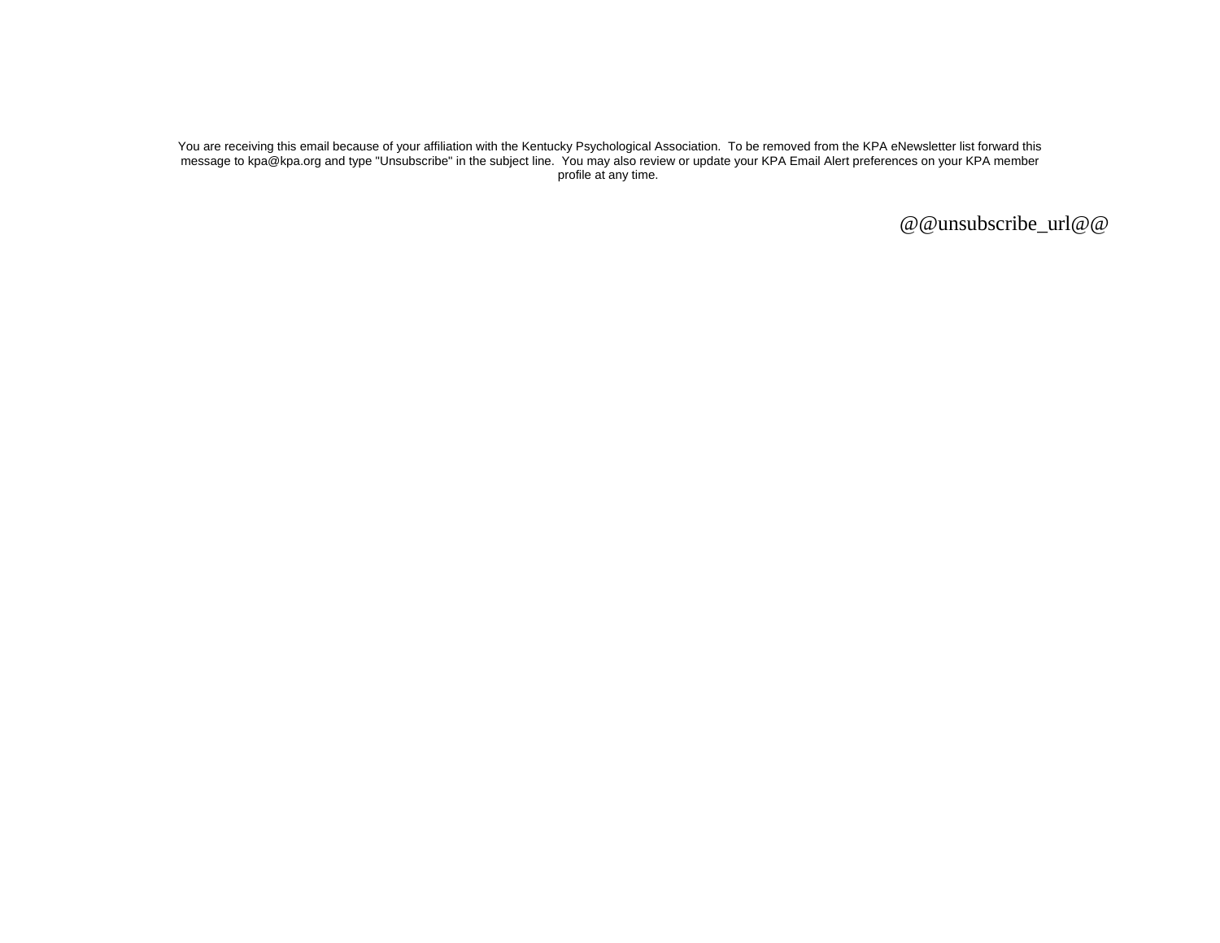You are receiving this email because of your affiliation with the Kentucky Psychological Association. To be removed from the KPA eNewsletter list forward this message to kpa@kpa.org and type "Unsubscribe" in the subject line. You may also review or update your KPA Email Alert preferences on your KPA member profile at any time.

@@unsubscribe_url@@